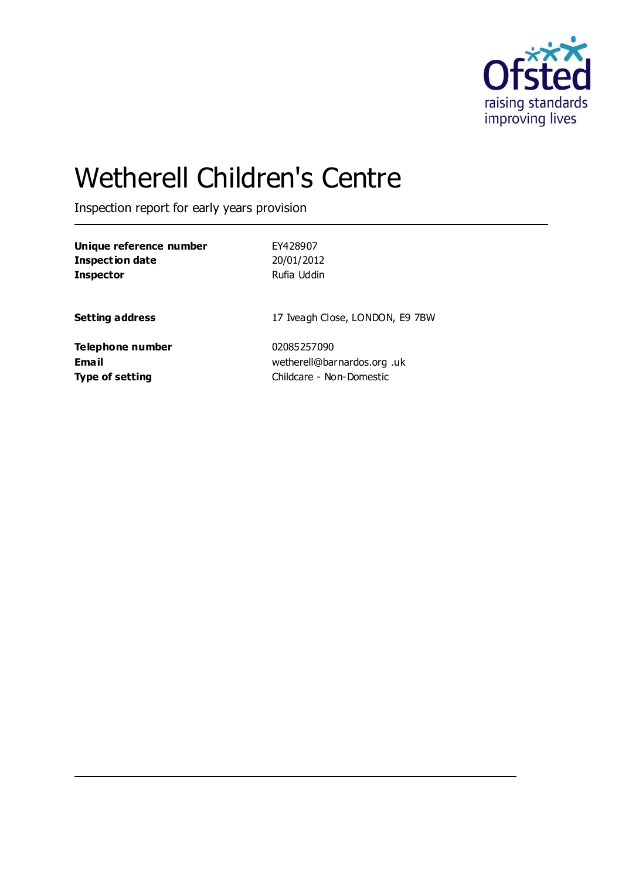# Wetherell Children's Centre

Inspection report for early years provision

| | |
|---|---|
| **Unique reference number** | EY428907 |
| **Inspection date** | 20/01/2012 |
| **Inspector** | Rufia Uddin |
| | |
| **Setting address** | 17 Iveagh Close, LONDON, E9 7BW |
| | |
| **Telephone number** | 02085257090 |
| **Email** | wetherell@barnardos.org.uk |
| **Type of setting** | Childcare - Non-Domestic |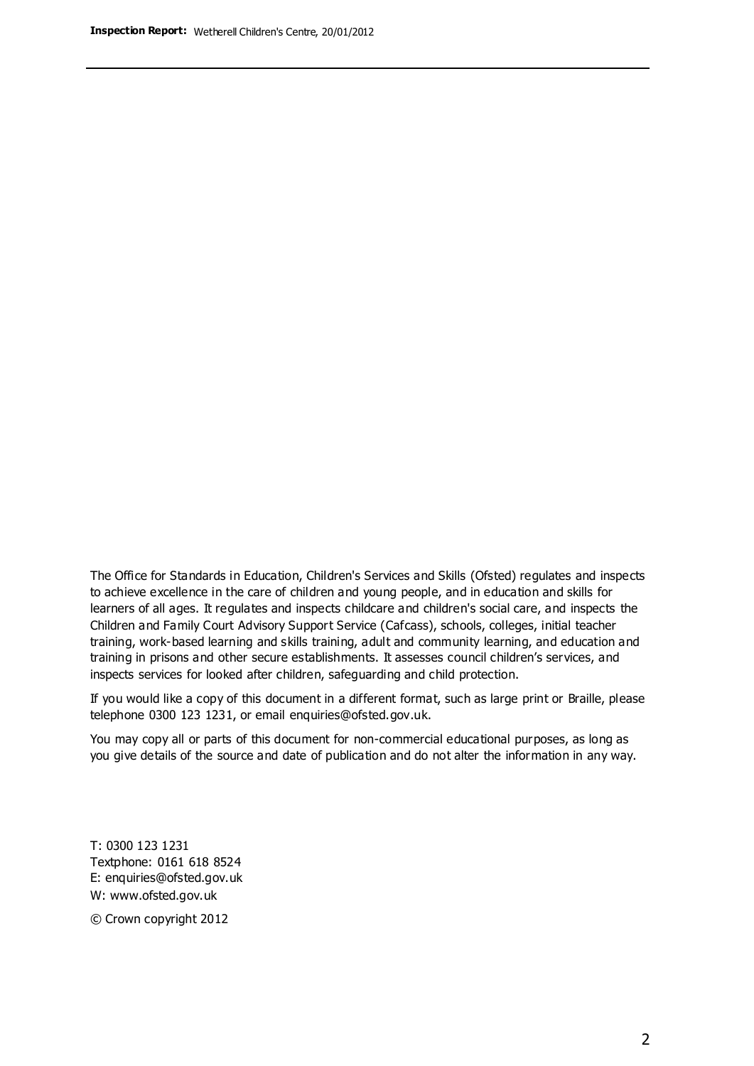The Office for Standards in Education, Children's Services and Skills (Ofsted) regulates and inspects to achieve excellence in the care of children and young people, and in education and skills for learners of all ages. It regulates and inspects childcare and children's social care, and inspects the Children and Family Court Advisory Support Service (Cafcass), schools, colleges, initial teacher training, work-based learning and skills training, adult and community learning, and education and training in prisons and other secure establishments. It assesses council children's services, and inspects services for looked after children, safeguarding and child protection.

If you would like a copy of this document in a different format, such as large print or Braille, please telephone 0300 123 1231, or email enquiries@ofsted.gov.uk.

You may copy all or parts of this document for non-commercial educational purposes, as long as you give details of the source and date of publication and do not alter the information in any way.

T: 0300 123 1231
Textphone: 0161 618 8524
E: enquiries@ofsted.gov.uk
W: www.ofsted.gov.uk

© Crown copyright 2012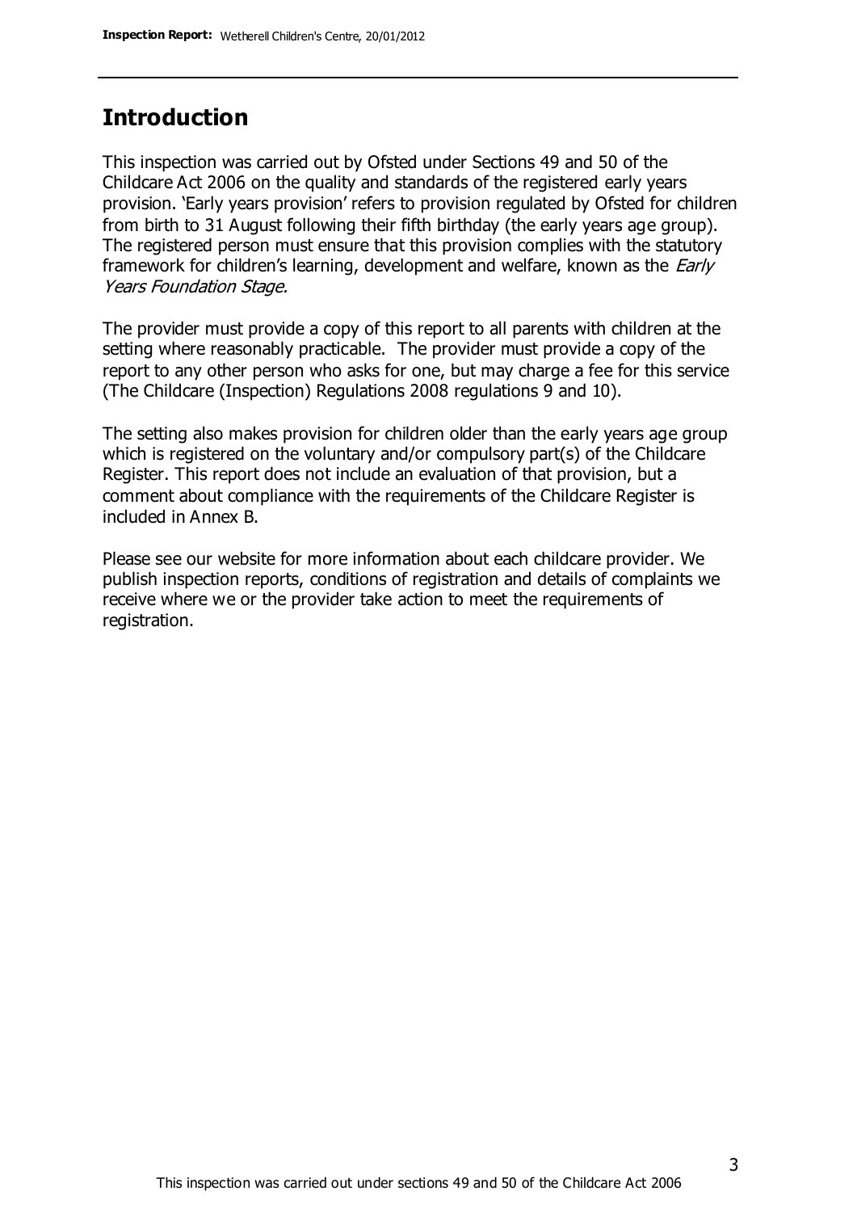## Introduction

This inspection was carried out by Ofsted under Sections 49 and 50 of the Childcare Act 2006 on the quality and standards of the registered early years provision. 'Early years provision' refers to provision regulated by Ofsted for children from birth to 31 August following their fifth birthday (the early years age group). The registered person must ensure that this provision complies with the statutory framework for children's learning, development and welfare, known as the *Early Years Foundation Stage.*

The provider must provide a copy of this report to all parents with children at the setting where reasonably practicable. The provider must provide a copy of the report to any other person who asks for one, but may charge a fee for this service (The Childcare (Inspection) Regulations 2008 regulations 9 and 10).

The setting also makes provision for children older than the early years age group which is registered on the voluntary and/or compulsory part(s) of the Childcare Register. This report does not include an evaluation of that provision, but a comment about compliance with the requirements of the Childcare Register is included in Annex B.

Please see our website for more information about each childcare provider. We publish inspection reports, conditions of registration and details of complaints we receive where we or the provider take action to meet the requirements of registration.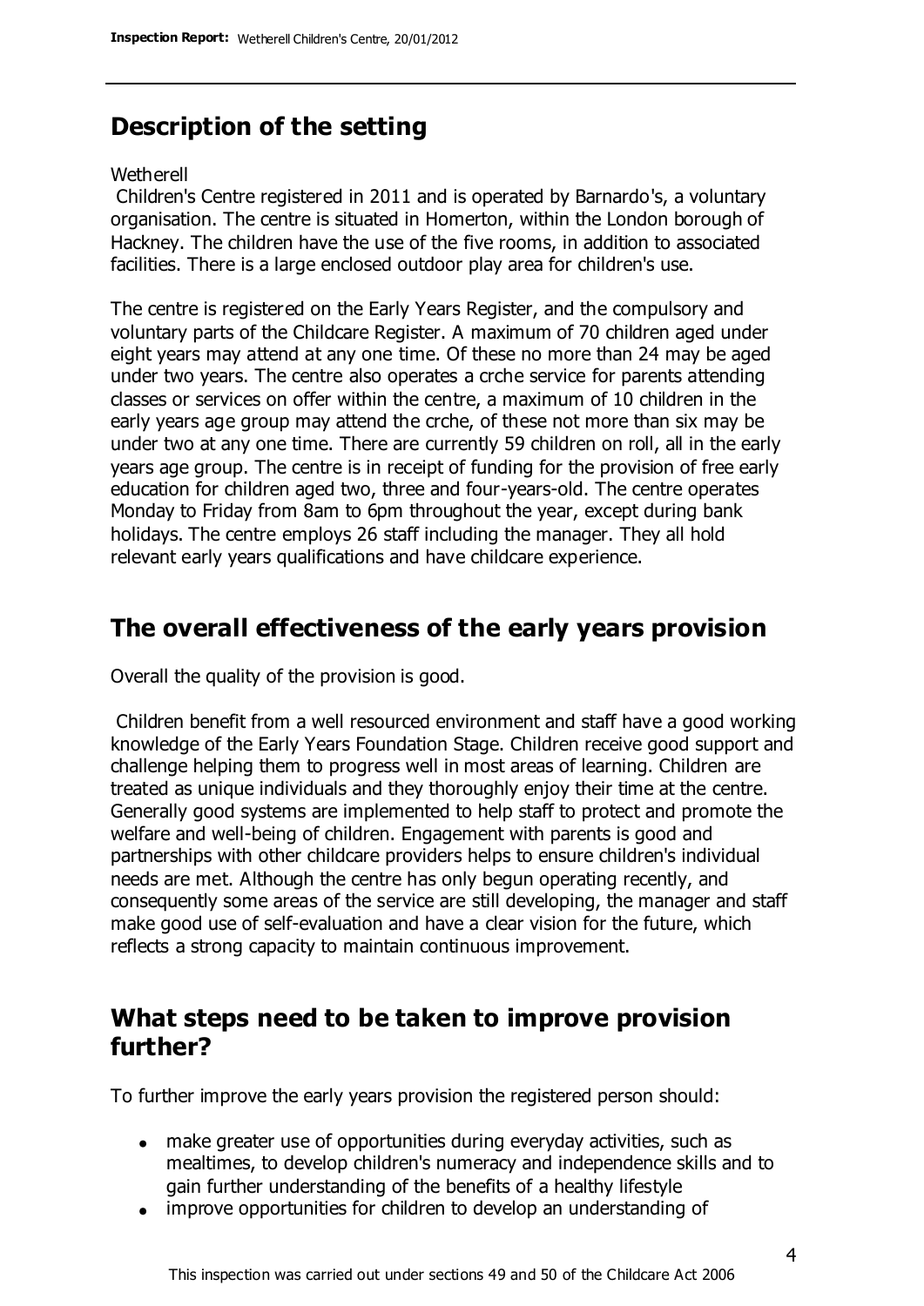## Description of the setting

Wetherell

Children's Centre registered in 2011 and is operated by Barnardo's, a voluntary organisation. The centre is situated in Homerton, within the London borough of Hackney. The children have the use of the five rooms, in addition to associated facilities. There is a large enclosed outdoor play area for children's use.

The centre is registered on the Early Years Register, and the compulsory and voluntary parts of the Childcare Register. A maximum of 70 children aged under eight years may attend at any one time. Of these no more than 24 may be aged under two years. The centre also operates a crche service for parents attending classes or services on offer within the centre, a maximum of 10 children in the early years age group may attend the crche, of these not more than six may be under two at any one time. There are currently 59 children on roll, all in the early years age group. The centre is in receipt of funding for the provision of free early education for children aged two, three and four-years-old. The centre operates Monday to Friday from 8am to 6pm throughout the year, except during bank holidays. The centre employs 26 staff including the manager. They all hold relevant early years qualifications and have childcare experience.

## The overall effectiveness of the early years provision

Overall the quality of the provision is good.

Children benefit from a well resourced environment and staff have a good working knowledge of the Early Years Foundation Stage. Children receive good support and challenge helping them to progress well in most areas of learning. Children are treated as unique individuals and they thoroughly enjoy their time at the centre. Generally good systems are implemented to help staff to protect and promote the welfare and well-being of children. Engagement with parents is good and partnerships with other childcare providers helps to ensure children's individual needs are met. Although the centre has only begun operating recently, and consequently some areas of the service are still developing, the manager and staff make good use of self-evaluation and have a clear vision for the future, which reflects a strong capacity to maintain continuous improvement.

## What steps need to be taken to improve provision further?

To further improve the early years provision the registered person should:

- make greater use of opportunities during everyday activities, such as mealtimes, to develop children's numeracy and independence skills and to gain further understanding of the benefits of a healthy lifestyle
- improve opportunities for children to develop an understanding of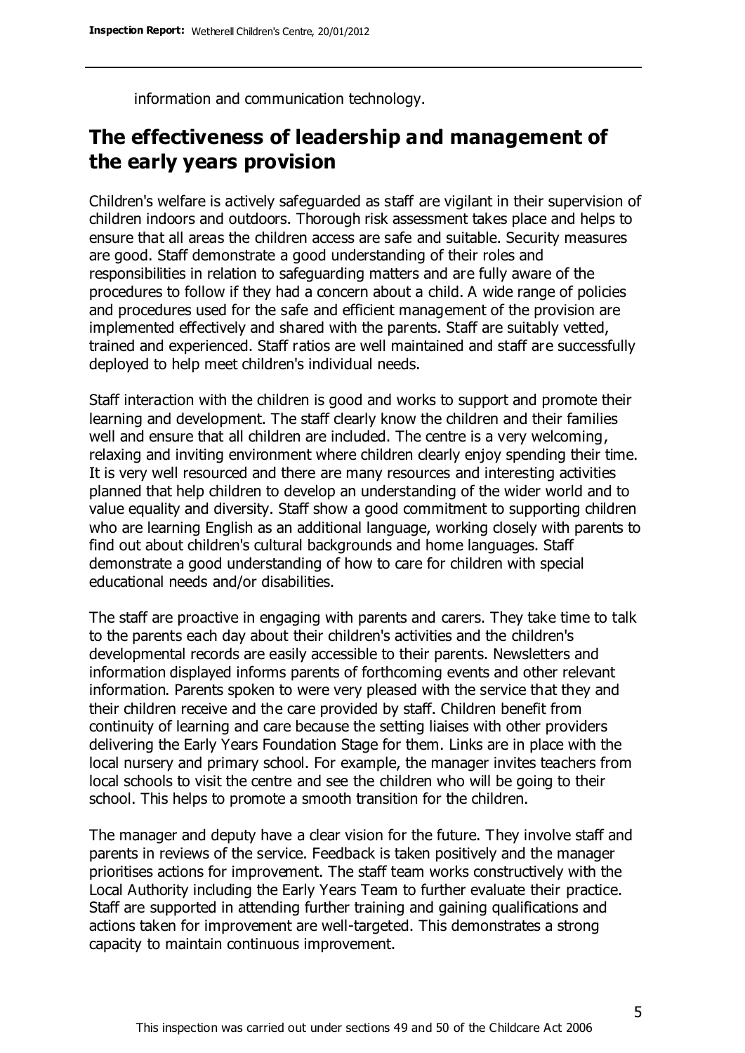information and communication technology.

## The effectiveness of leadership and management of the early years provision

Children's welfare is actively safeguarded as staff are vigilant in their supervision of children indoors and outdoors. Thorough risk assessment takes place and helps to ensure that all areas the children access are safe and suitable. Security measures are good. Staff demonstrate a good understanding of their roles and responsibilities in relation to safeguarding matters and are fully aware of the procedures to follow if they had a concern about a child. A wide range of policies and procedures used for the safe and efficient management of the provision are implemented effectively and shared with the parents. Staff are suitably vetted, trained and experienced. Staff ratios are well maintained and staff are successfully deployed to help meet children's individual needs.

Staff interaction with the children is good and works to support and promote their learning and development. The staff clearly know the children and their families well and ensure that all children are included. The centre is a very welcoming, relaxing and inviting environment where children clearly enjoy spending their time. It is very well resourced and there are many resources and interesting activities planned that help children to develop an understanding of the wider world and to value equality and diversity. Staff show a good commitment to supporting children who are learning English as an additional language, working closely with parents to find out about children's cultural backgrounds and home languages. Staff demonstrate a good understanding of how to care for children with special educational needs and/or disabilities.

The staff are proactive in engaging with parents and carers. They take time to talk to the parents each day about their children's activities and the children's developmental records are easily accessible to their parents. Newsletters and information displayed informs parents of forthcoming events and other relevant information. Parents spoken to were very pleased with the service that they and their children receive and the care provided by staff. Children benefit from continuity of learning and care because the setting liaises with other providers delivering the Early Years Foundation Stage for them. Links are in place with the local nursery and primary school. For example, the manager invites teachers from local schools to visit the centre and see the children who will be going to their school. This helps to promote a smooth transition for the children.

The manager and deputy have a clear vision for the future. They involve staff and parents in reviews of the service. Feedback is taken positively and the manager prioritises actions for improvement. The staff team works constructively with the Local Authority including the Early Years Team to further evaluate their practice. Staff are supported in attending further training and gaining qualifications and actions taken for improvement are well-targeted. This demonstrates a strong capacity to maintain continuous improvement.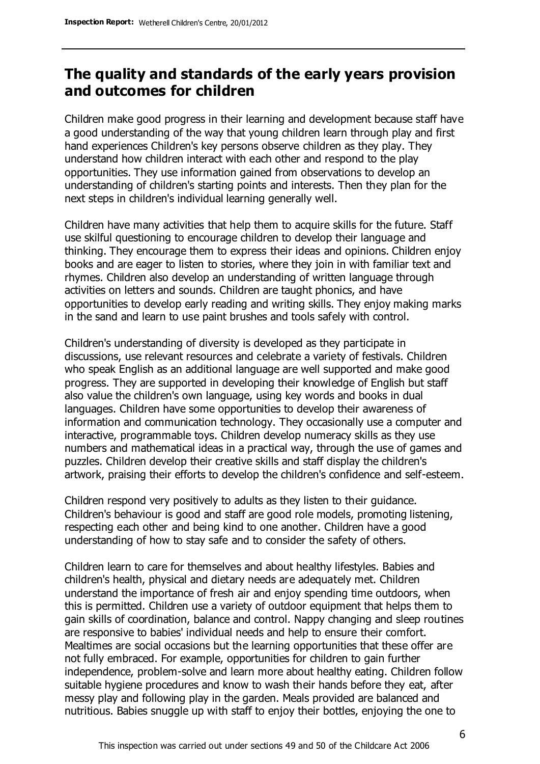## The quality and standards of the early years provision and outcomes for children

Children make good progress in their learning and development because staff have a good understanding of the way that young children learn through play and first hand experiences Children's key persons observe children as they play. They understand how children interact with each other and respond to the play opportunities. They use information gained from observations to develop an understanding of children's starting points and interests. Then they plan for the next steps in children's individual learning generally well.

Children have many activities that help them to acquire skills for the future. Staff use skilful questioning to encourage children to develop their language and thinking. They encourage them to express their ideas and opinions. Children enjoy books and are eager to listen to stories, where they join in with familiar text and rhymes. Children also develop an understanding of written language through activities on letters and sounds. Children are taught phonics, and have opportunities to develop early reading and writing skills. They enjoy making marks in the sand and learn to use paint brushes and tools safely with control.

Children's understanding of diversity is developed as they participate in discussions, use relevant resources and celebrate a variety of festivals. Children who speak English as an additional language are well supported and make good progress. They are supported in developing their knowledge of English but staff also value the children's own language, using key words and books in dual languages. Children have some opportunities to develop their awareness of information and communication technology. They occasionally use a computer and interactive, programmable toys. Children develop numeracy skills as they use numbers and mathematical ideas in a practical way, through the use of games and puzzles. Children develop their creative skills and staff display the children's artwork, praising their efforts to develop the children's confidence and self-esteem.

Children respond very positively to adults as they listen to their guidance. Children's behaviour is good and staff are good role models, promoting listening, respecting each other and being kind to one another. Children have a good understanding of how to stay safe and to consider the safety of others.

Children learn to care for themselves and about healthy lifestyles. Babies and children's health, physical and dietary needs are adequately met. Children understand the importance of fresh air and enjoy spending time outdoors, when this is permitted. Children use a variety of outdoor equipment that helps them to gain skills of coordination, balance and control. Nappy changing and sleep routines are responsive to babies' individual needs and help to ensure their comfort. Mealtimes are social occasions but the learning opportunities that these offer are not fully embraced. For example, opportunities for children to gain further independence, problem-solve and learn more about healthy eating. Children follow suitable hygiene procedures and know to wash their hands before they eat, after messy play and following play in the garden. Meals provided are balanced and nutritious. Babies snuggle up with staff to enjoy their bottles, enjoying the one to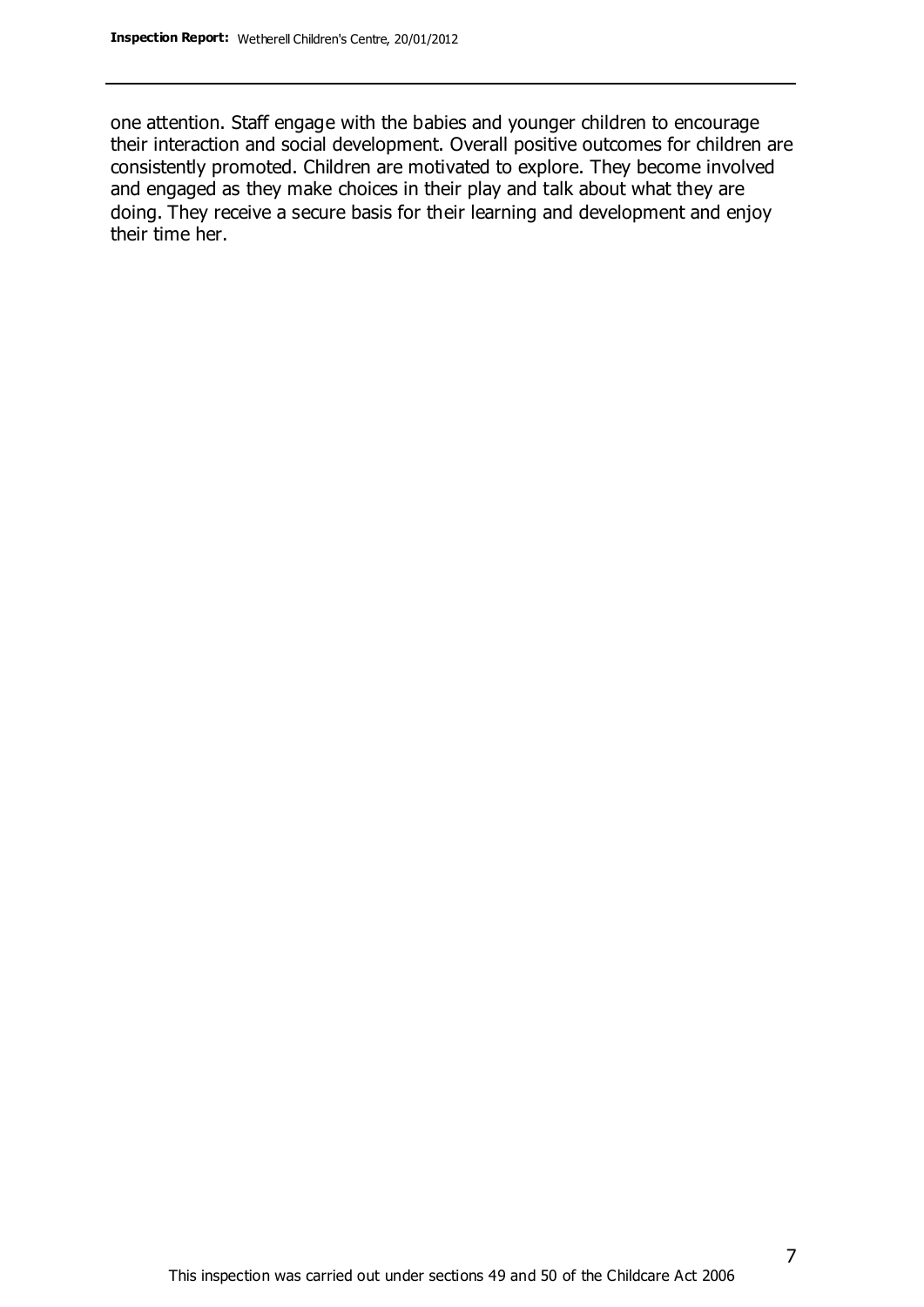one attention. Staff engage with the babies and younger children to encourage their interaction and social development. Overall positive outcomes for children are consistently promoted. Children are motivated to explore. They become involved and engaged as they make choices in their play and talk about what they are doing. They receive a secure basis for their learning and development and enjoy their time her.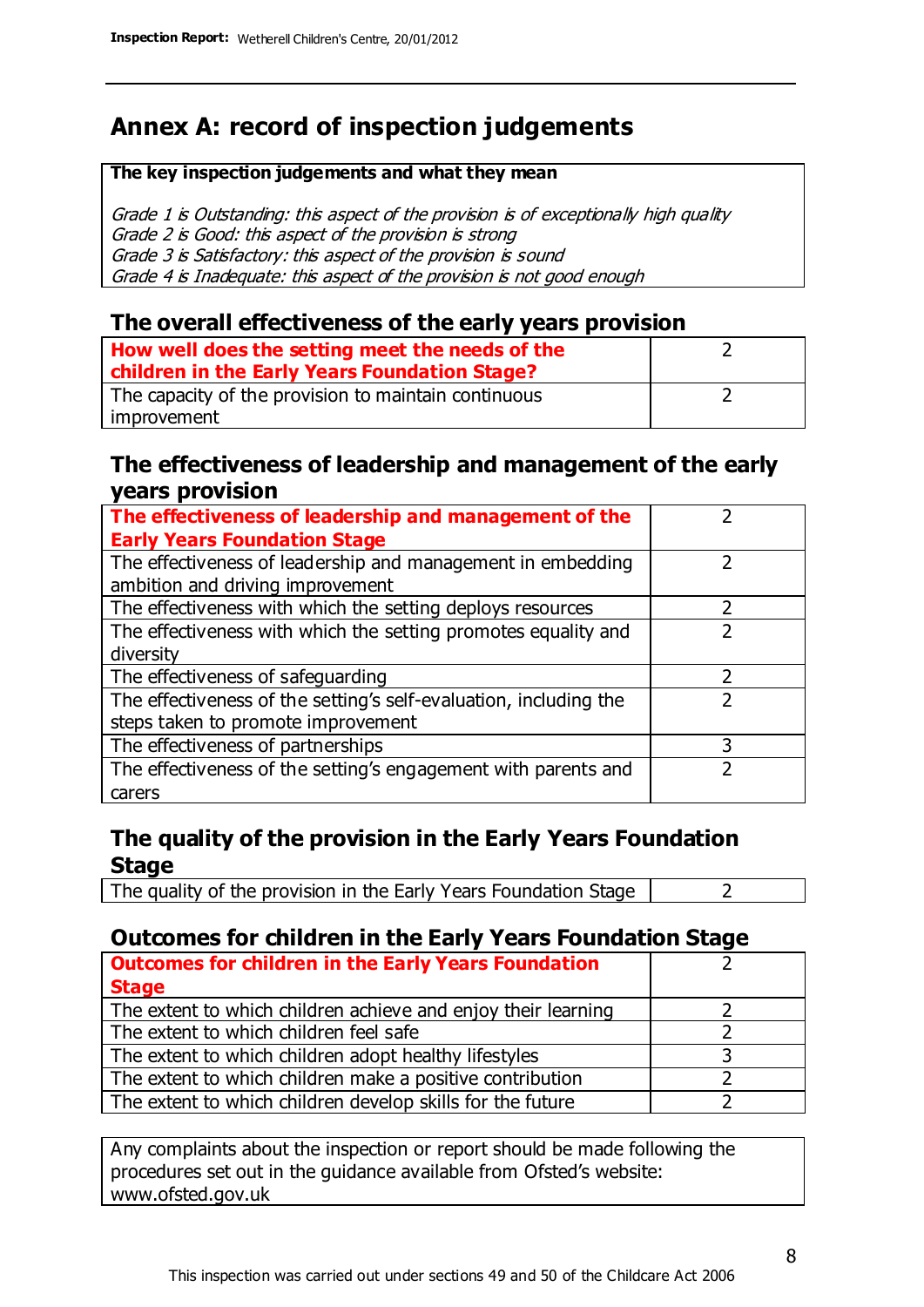## Annex A: record of inspection judgements

| The key inspection judgements and what they mean |
| --- |
| *Grade 1 is Outstanding: this aspect of the provision is of exceptionally high quality*<br>*Grade 2 is Good: this aspect of the provision is strong*<br>*Grade 3 is Satisfactory: this aspect of the provision is sound*<br>*Grade 4 is Inadequate: this aspect of the provision is not good enough* |

### The overall effectiveness of the early years provision

| | |
| --- | --- |
| **How well does the setting meet the needs of the children in the Early Years Foundation Stage?** | 2 |
| The capacity of the provision to maintain continuous improvement | 2 |

### The effectiveness of leadership and management of the early years provision

| | |
| --- | --- |
| **The effectiveness of leadership and management of the Early Years Foundation Stage** | 2 |
| The effectiveness of leadership and management in embedding ambition and driving improvement | 2 |
| The effectiveness with which the setting deploys resources | 2 |
| The effectiveness with which the setting promotes equality and diversity | 2 |
| The effectiveness of safeguarding | 2 |
| The effectiveness of the setting's self-evaluation, including the steps taken to promote improvement | 2 |
| The effectiveness of partnerships | 3 |
| The effectiveness of the setting's engagement with parents and carers | 2 |

### The quality of the provision in the Early Years Foundation Stage

| | |
| --- | --- |
| The quality of the provision in the Early Years Foundation Stage | 2 |

### Outcomes for children in the Early Years Foundation Stage

| | |
| --- | --- |
| **Outcomes for children in the Early Years Foundation Stage** | 2 |
| The extent to which children achieve and enjoy their learning | 2 |
| The extent to which children feel safe | 2 |
| The extent to which children adopt healthy lifestyles | 3 |
| The extent to which children make a positive contribution | 2 |
| The extent to which children develop skills for the future | 2 |

Any complaints about the inspection or report should be made following the procedures set out in the guidance available from Ofsted's website: www.ofsted.gov.uk

This inspection was carried out under sections 49 and 50 of the Childcare Act 2006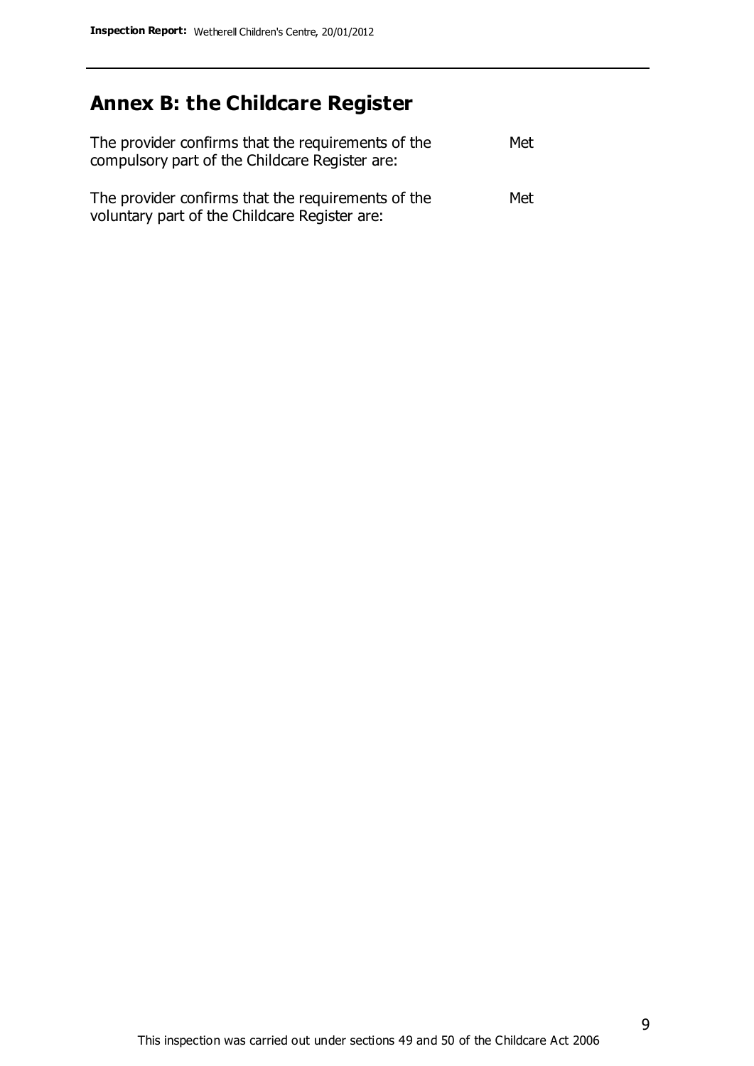## Annex B: the Childcare Register

| | |
|---|---|
| The provider confirms that the requirements of the compulsory part of the Childcare Register are: | Met |
| The provider confirms that the requirements of the voluntary part of the Childcare Register are: | Met |

This inspection was carried out under sections 49 and 50 of the Childcare Act 2006